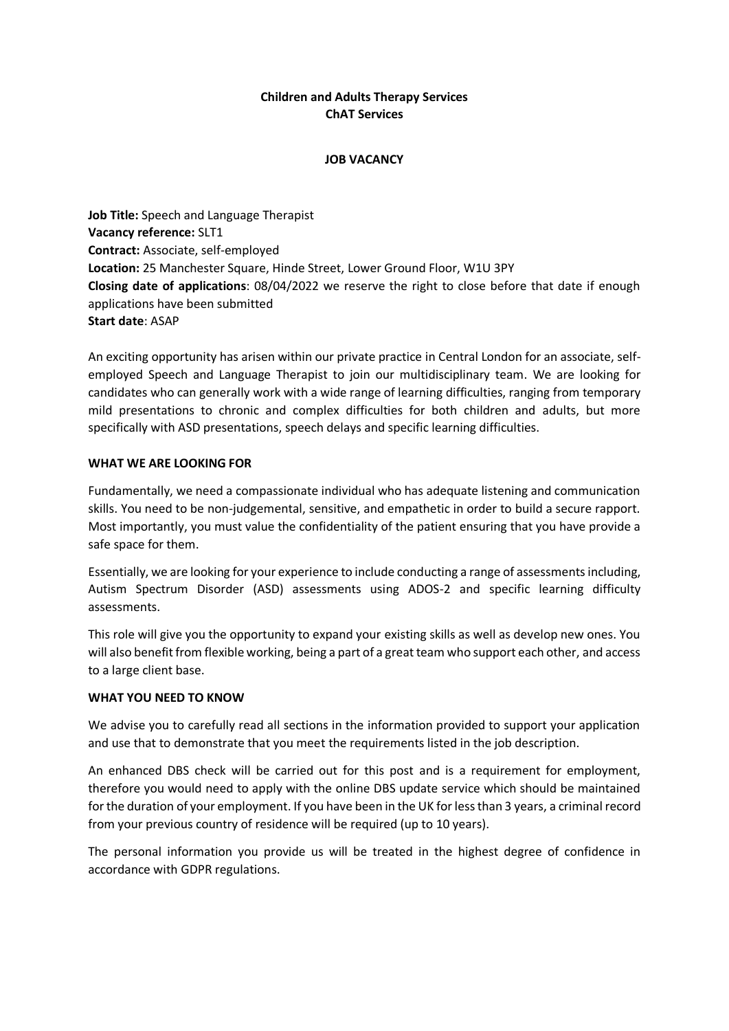**Children and Adults Therapy Services**
**ChAT Services**

**JOB VACANCY**

**Job Title:** Speech and Language Therapist
**Vacancy reference:** SLT1
**Contract:** Associate, self-employed
**Location:** 25 Manchester Square, Hinde Street, Lower Ground Floor, W1U 3PY
**Closing date of applications**: 08/04/2022 we reserve the right to close before that date if enough applications have been submitted
**Start date**: ASAP

An exciting opportunity has arisen within our private practice in Central London for an associate, self-employed Speech and Language Therapist to join our multidisciplinary team. We are looking for candidates who can generally work with a wide range of learning difficulties, ranging from temporary mild presentations to chronic and complex difficulties for both children and adults, but more specifically with ASD presentations, speech delays and specific learning difficulties.

**WHAT WE ARE LOOKING FOR**

Fundamentally, we need a compassionate individual who has adequate listening and communication skills. You need to be non-judgemental, sensitive, and empathetic in order to build a secure rapport. Most importantly, you must value the confidentiality of the patient ensuring that you have provide a safe space for them.

Essentially, we are looking for your experience to include conducting a range of assessments including, Autism Spectrum Disorder (ASD) assessments using ADOS-2 and specific learning difficulty assessments.

This role will give you the opportunity to expand your existing skills as well as develop new ones. You will also benefit from flexible working, being a part of a great team who support each other, and access to a large client base.

**WHAT YOU NEED TO KNOW**

We advise you to carefully read all sections in the information provided to support your application and use that to demonstrate that you meet the requirements listed in the job description.

An enhanced DBS check will be carried out for this post and is a requirement for employment, therefore you would need to apply with the online DBS update service which should be maintained for the duration of your employment. If you have been in the UK for less than 3 years, a criminal record from your previous country of residence will be required (up to 10 years).

The personal information you provide us will be treated in the highest degree of confidence in accordance with GDPR regulations.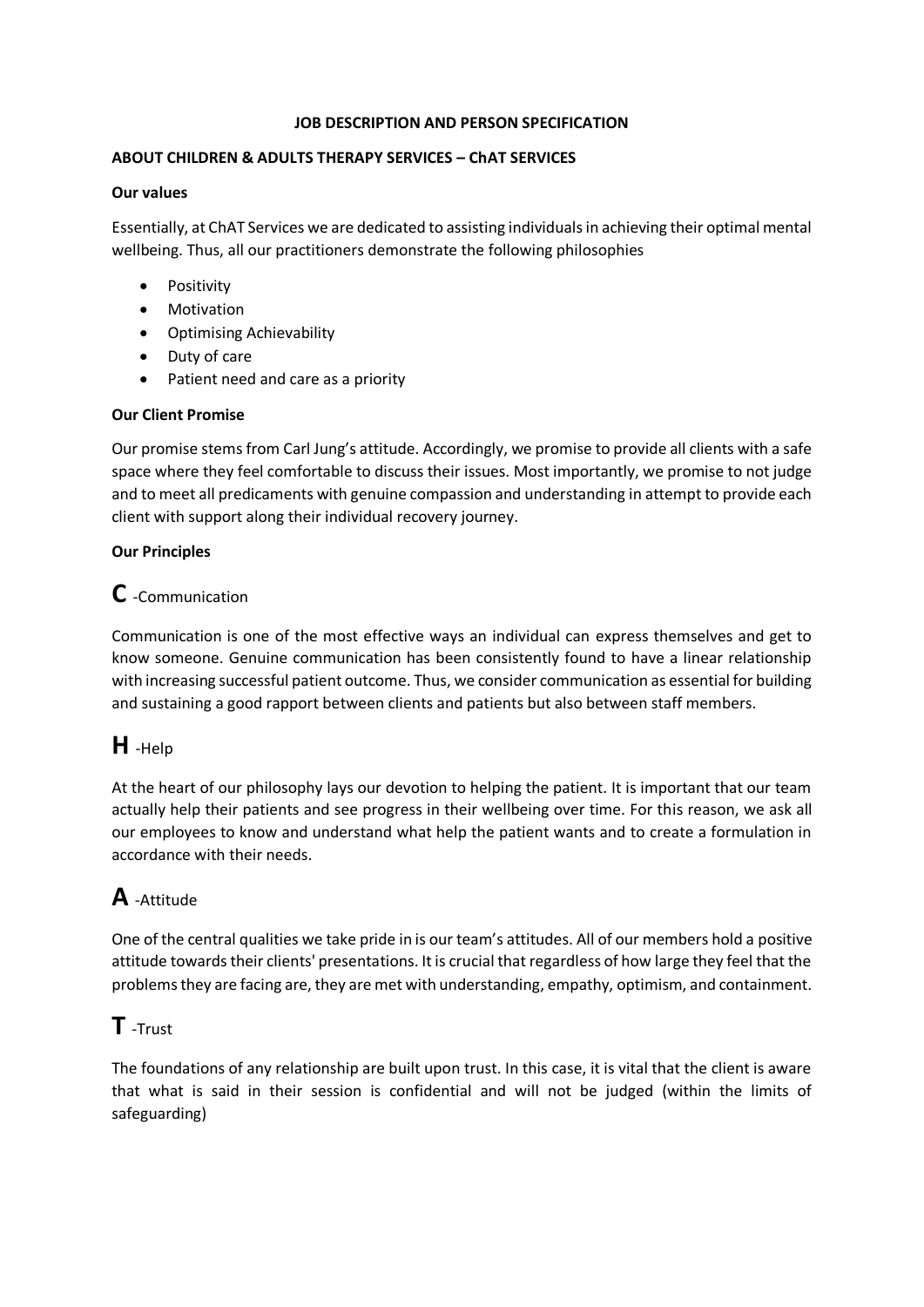**JOB DESCRIPTION AND PERSON SPECIFICATION**

**ABOUT CHILDREN & ADULTS THERAPY SERVICES – ChAT SERVICES**

**Our values**

Essentially, at ChAT Services we are dedicated to assisting individuals in achieving their optimal mental wellbeing. Thus, all our practitioners demonstrate the following philosophies

- Positivity
- Motivation
- Optimising Achievability
- Duty of care
- Patient need and care as a priority

**Our Client Promise**

Our promise stems from Carl Jung's attitude. Accordingly, we promise to provide all clients with a safe space where they feel comfortable to discuss their issues. Most importantly, we promise to not judge and to meet all predicaments with genuine compassion and understanding in attempt to provide each client with support along their individual recovery journey.

**Our Principles**

## C -Communication

Communication is one of the most effective ways an individual can express themselves and get to know someone. Genuine communication has been consistently found to have a linear relationship with increasing successful patient outcome. Thus, we consider communication as essential for building and sustaining a good rapport between clients and patients but also between staff members.

## H -Help

At the heart of our philosophy lays our devotion to helping the patient. It is important that our team actually help their patients and see progress in their wellbeing over time. For this reason, we ask all our employees to know and understand what help the patient wants and to create a formulation in accordance with their needs.

## A -Attitude

One of the central qualities we take pride in is our team's attitudes. All of our members hold a positive attitude towards their clients' presentations. It is crucial that regardless of how large they feel that the problems they are facing are, they are met with understanding, empathy, optimism, and containment.

## T -Trust

The foundations of any relationship are built upon trust. In this case, it is vital that the client is aware that what is said in their session is confidential and will not be judged (within the limits of safeguarding)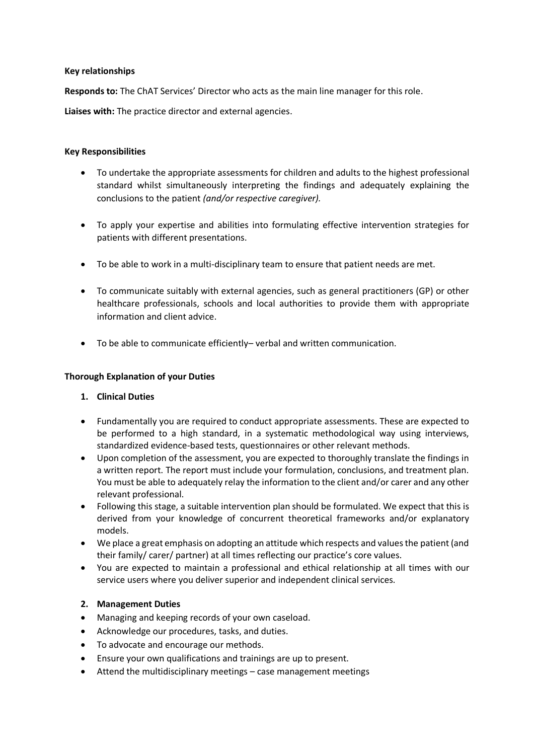**Key relationships**

**Responds to:** The ChAT Services' Director who acts as the main line manager for this role.

**Liaises with:** The practice director and external agencies.

**Key Responsibilities**

- To undertake the appropriate assessments for children and adults to the highest professional standard whilst simultaneously interpreting the findings and adequately explaining the conclusions to the patient *(and/or respective caregiver).*
- To apply your expertise and abilities into formulating effective intervention strategies for patients with different presentations.
- To be able to work in a multi-disciplinary team to ensure that patient needs are met.
- To communicate suitably with external agencies, such as general practitioners (GP) or other healthcare professionals, schools and local authorities to provide them with appropriate information and client advice.
- To be able to communicate efficiently– verbal and written communication.

**Thorough Explanation of your Duties**

1. **Clinical Duties**

- Fundamentally you are required to conduct appropriate assessments. These are expected to be performed to a high standard, in a systematic methodological way using interviews, standardized evidence-based tests, questionnaires or other relevant methods.
- Upon completion of the assessment, you are expected to thoroughly translate the findings in a written report. The report must include your formulation, conclusions, and treatment plan. You must be able to adequately relay the information to the client and/or carer and any other relevant professional.
- Following this stage, a suitable intervention plan should be formulated. We expect that this is derived from your knowledge of concurrent theoretical frameworks and/or explanatory models.
- We place a great emphasis on adopting an attitude which respects and values the patient (and their family/ carer/ partner) at all times reflecting our practice's core values.
- You are expected to maintain a professional and ethical relationship at all times with our service users where you deliver superior and independent clinical services.

2. **Management Duties**

- Managing and keeping records of your own caseload.
- Acknowledge our procedures, tasks, and duties.
- To advocate and encourage our methods.
- Ensure your own qualifications and trainings are up to present.
- Attend the multidisciplinary meetings – case management meetings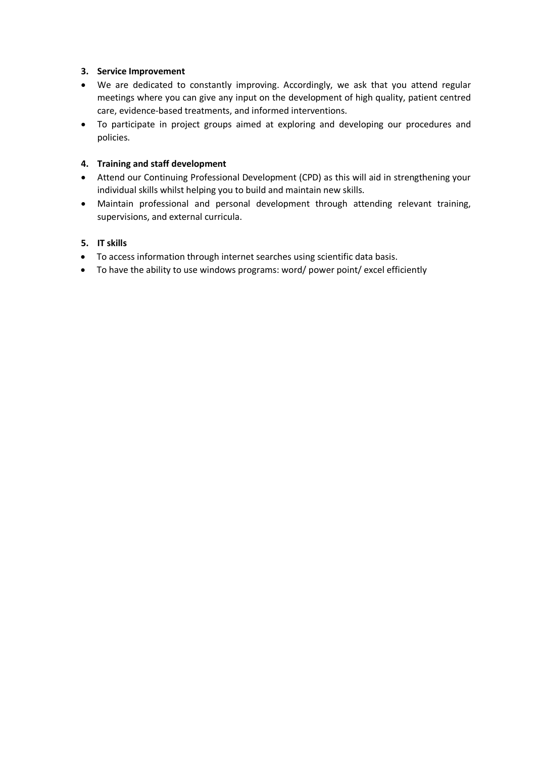3. **Service Improvement**

- We are dedicated to constantly improving. Accordingly, we ask that you attend regular meetings where you can give any input on the development of high quality, patient centred care, evidence-based treatments, and informed interventions.
- To participate in project groups aimed at exploring and developing our procedures and policies.

4. **Training and staff development**

- Attend our Continuing Professional Development (CPD) as this will aid in strengthening your individual skills whilst helping you to build and maintain new skills.
- Maintain professional and personal development through attending relevant training, supervisions, and external curricula.

5. **IT skills**

- To access information through internet searches using scientific data basis.
- To have the ability to use windows programs: word/ power point/ excel efficiently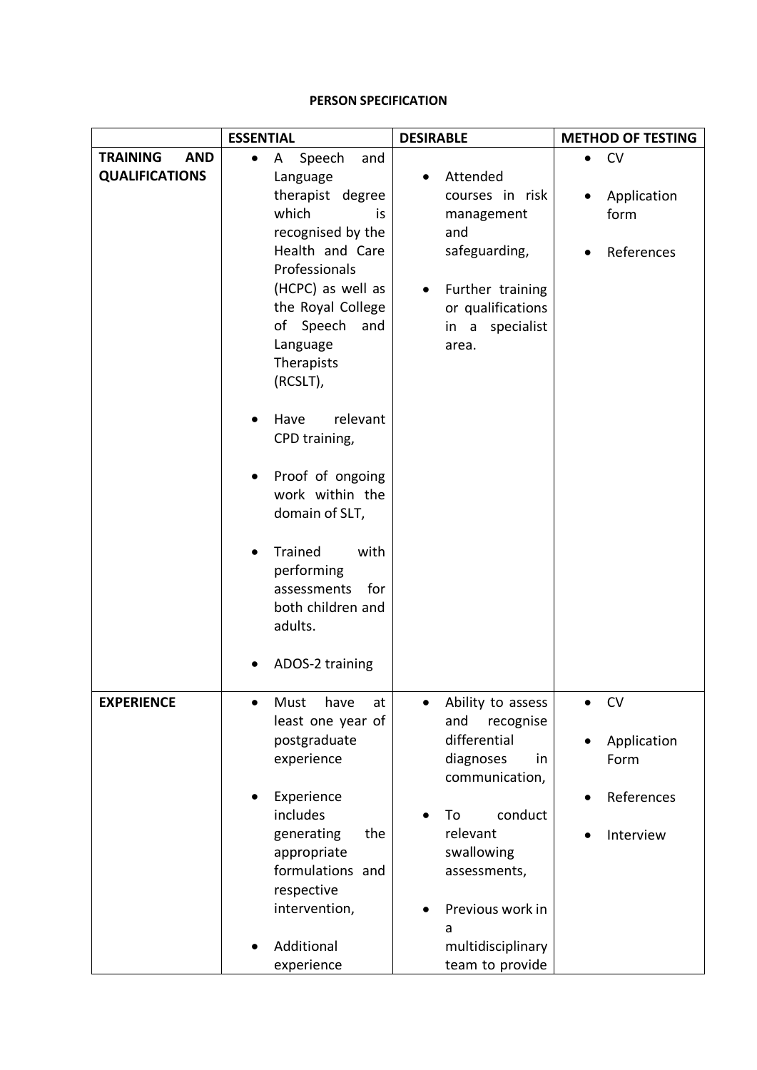**PERSON SPECIFICATION**

| | ESSENTIAL | DESIRABLE | METHOD OF TESTING |
|---|---|---|---|
| **TRAINING AND QUALIFICATIONS** | • A Speech and Language therapist degree which is recognised by the Health and Care Professionals (HCPC) as well as the Royal College of Speech and Language Therapists (RCSLT),<br><br>• Have relevant CPD training,<br><br>• Proof of ongoing work within the domain of SLT,<br><br>• Trained with performing assessments for both children and adults.<br><br>• ADOS-2 training | • Attended courses in risk management and safeguarding,<br><br>• Further training or qualifications in a specialist area. | • CV<br><br>• Application form<br><br>• References |
| **EXPERIENCE** | • Must have at least one year of postgraduate experience<br><br>• Experience includes generating the appropriate formulations and respective intervention,<br><br>• Additional experience | • Ability to assess and recognise differential diagnoses in communication,<br><br>• To conduct relevant swallowing assessments,<br><br>• Previous work in a multidisciplinary team to provide | • CV<br><br>• Application Form<br><br>• References<br><br>• Interview |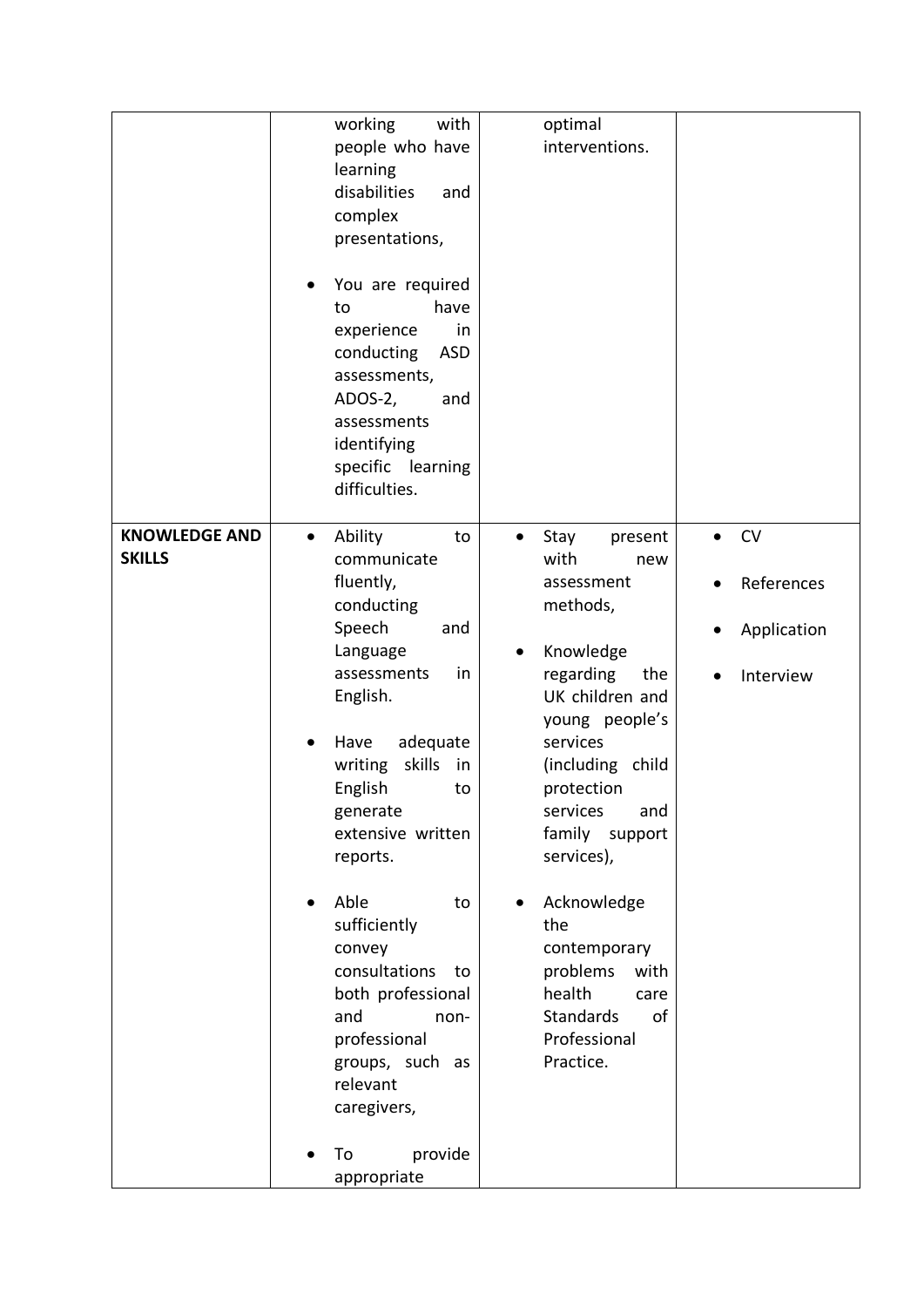| | | | |
|---|---|---|---|
| | working with people who have learning disabilities and complex presentations,<br><br>• You are required to have experience in conducting ASD assessments, ADOS-2, and assessments identifying specific learning difficulties. | optimal interventions. | |
| **KNOWLEDGE AND SKILLS** | • Ability to communicate fluently, conducting Speech and Language assessments in English.<br><br>• Have adequate writing skills in English to generate extensive written reports.<br><br>• Able to sufficiently convey consultations to both professional and non-professional groups, such as relevant caregivers,<br><br>• To provide appropriate | • Stay present with new assessment methods,<br><br>• Knowledge regarding the UK children and young people's services (including child protection services and family support services),<br><br>• Acknowledge the contemporary problems with health care Standards of Professional Practice. | • CV<br><br>• References<br><br>• Application<br><br>• Interview |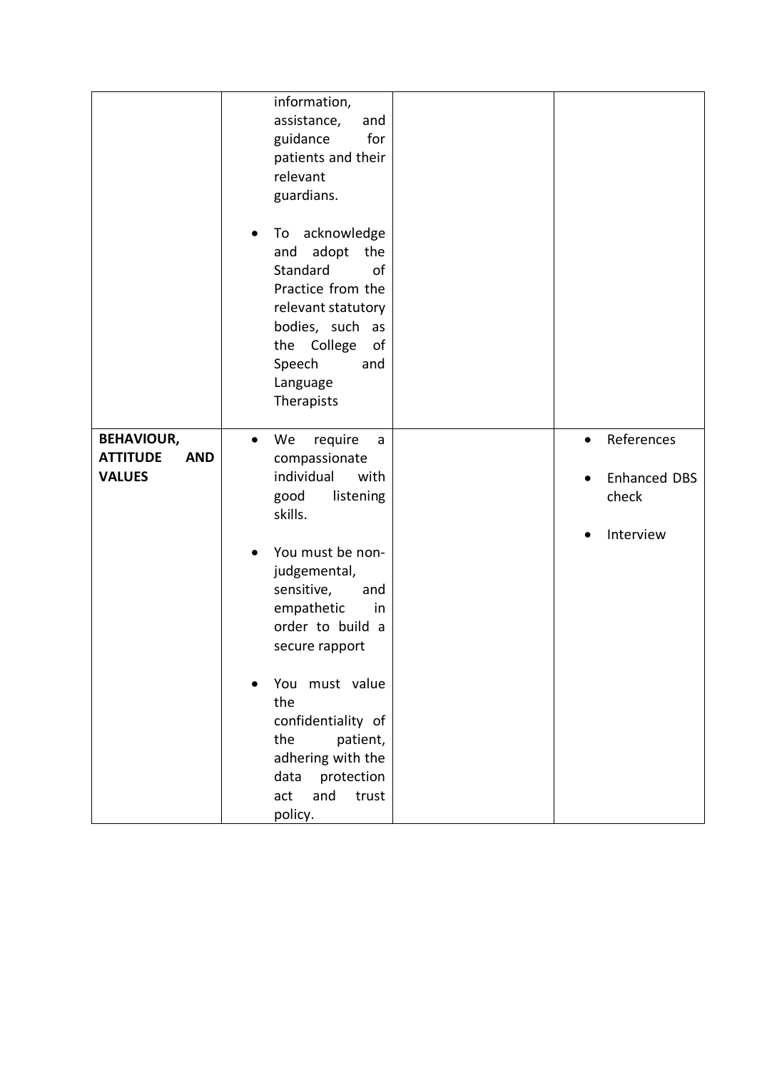| | | | |
|---|---|---|---|
| | information, assistance, and guidance for patients and their relevant guardians.<br><br>• To acknowledge and adopt the Standard of Practice from the relevant statutory bodies, such as the College of Speech and Language Therapists | | |
| **BEHAVIOUR, ATTITUDE AND VALUES** | • We require a compassionate individual with good listening skills.<br><br>• You must be non-judgemental, sensitive, and empathetic in order to build a secure rapport<br><br>• You must value the confidentiality of the patient, adhering with the data protection act and trust policy. | | • References<br><br>• Enhanced DBS check<br><br>• Interview |